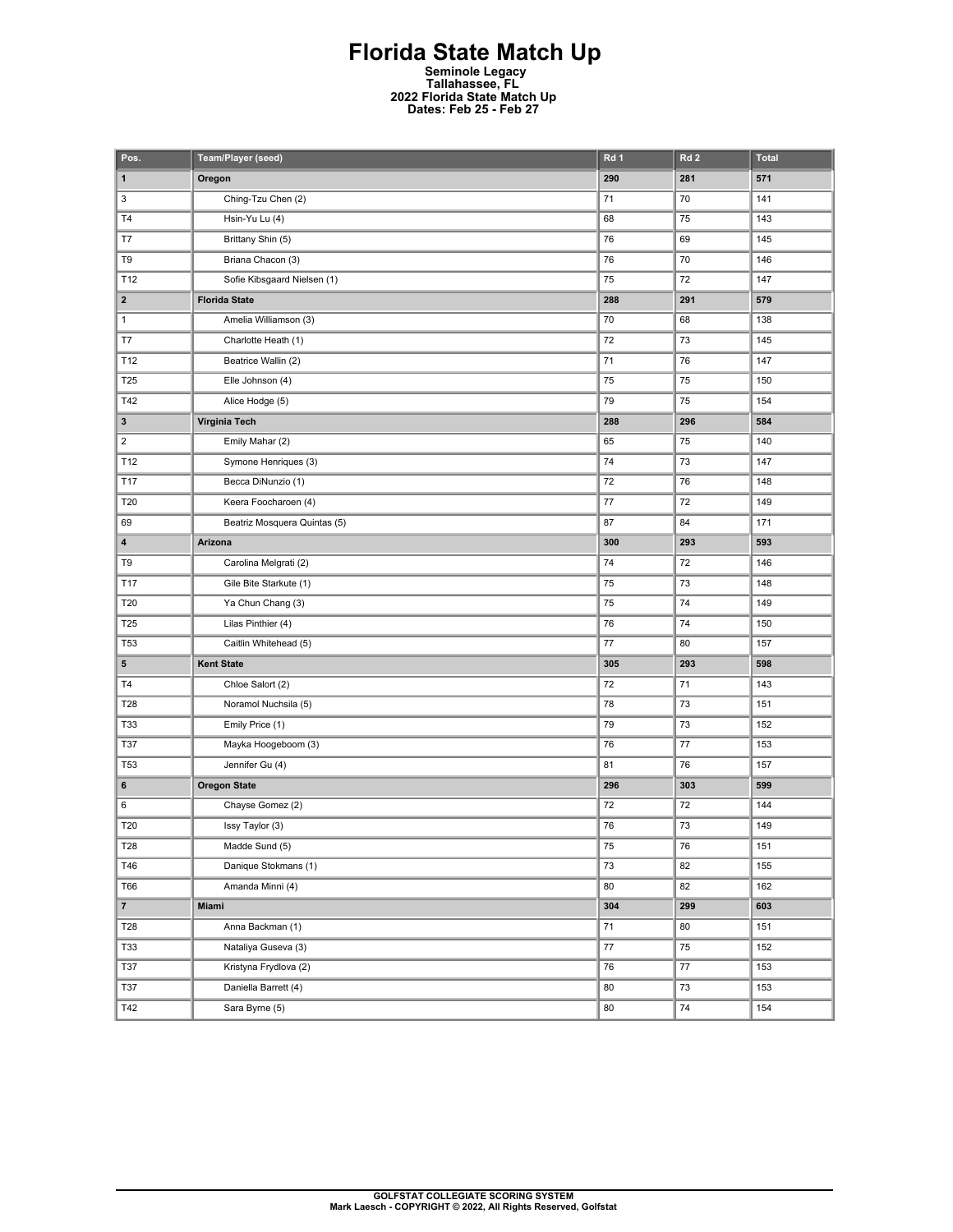# Florida State Match Up

**Seminole Legacy**
**Tallahassee, FL**
**2022 Florida State Match Up**
**Dates: Feb 25 - Feb 27**

| Pos. | Team/Player (seed) | Rd 1 | Rd 2 | Total |
|---|---|---|---|---|
| **1** | **Oregon** | **290** | **281** | **571** |
| 3 | Ching-Tzu Chen (2) | 71 | 70 | 141 |
| T4 | Hsin-Yu Lu (4) | 68 | 75 | 143 |
| T7 | Brittany Shin (5) | 76 | 69 | 145 |
| T9 | Briana Chacon (3) | 76 | 70 | 146 |
| T12 | Sofie Kibsgaard Nielsen (1) | 75 | 72 | 147 |
| **2** | **Florida State** | **288** | **291** | **579** |
| 1 | Amelia Williamson (3) | 70 | 68 | 138 |
| T7 | Charlotte Heath (1) | 72 | 73 | 145 |
| T12 | Beatrice Wallin (2) | 71 | 76 | 147 |
| T25 | Elle Johnson (4) | 75 | 75 | 150 |
| T42 | Alice Hodge (5) | 79 | 75 | 154 |
| **3** | **Virginia Tech** | **288** | **296** | **584** |
| 2 | Emily Mahar (2) | 65 | 75 | 140 |
| T12 | Symone Henriques (3) | 74 | 73 | 147 |
| T17 | Becca DiNunzio (1) | 72 | 76 | 148 |
| T20 | Keera Foocharoen (4) | 77 | 72 | 149 |
| 69 | Beatriz Mosquera Quintas (5) | 87 | 84 | 171 |
| **4** | **Arizona** | **300** | **293** | **593** |
| T9 | Carolina Melgrati (2) | 74 | 72 | 146 |
| T17 | Gile Bite Starkute (1) | 75 | 73 | 148 |
| T20 | Ya Chun Chang (3) | 75 | 74 | 149 |
| T25 | Lilas Pinthier (4) | 76 | 74 | 150 |
| T53 | Caitlin Whitehead (5) | 77 | 80 | 157 |
| **5** | **Kent State** | **305** | **293** | **598** |
| T4 | Chloe Salort (2) | 72 | 71 | 143 |
| T28 | Noramol Nuchsila (5) | 78 | 73 | 151 |
| T33 | Emily Price (1) | 79 | 73 | 152 |
| T37 | Mayka Hoogeboom (3) | 76 | 77 | 153 |
| T53 | Jennifer Gu (4) | 81 | 76 | 157 |
| **6** | **Oregon State** | **296** | **303** | **599** |
| 6 | Chayse Gomez (2) | 72 | 72 | 144 |
| T20 | Issy Taylor (3) | 76 | 73 | 149 |
| T28 | Madde Sund (5) | 75 | 76 | 151 |
| T46 | Danique Stokmans (1) | 73 | 82 | 155 |
| T66 | Amanda Minni (4) | 80 | 82 | 162 |
| **7** | **Miami** | **304** | **299** | **603** |
| T28 | Anna Backman (1) | 71 | 80 | 151 |
| T33 | Nataliya Guseva (3) | 77 | 75 | 152 |
| T37 | Kristyna Frydlova (2) | 76 | 77 | 153 |
| T37 | Daniella Barrett (4) | 80 | 73 | 153 |
| T42 | Sara Byrne (5) | 80 | 74 | 154 |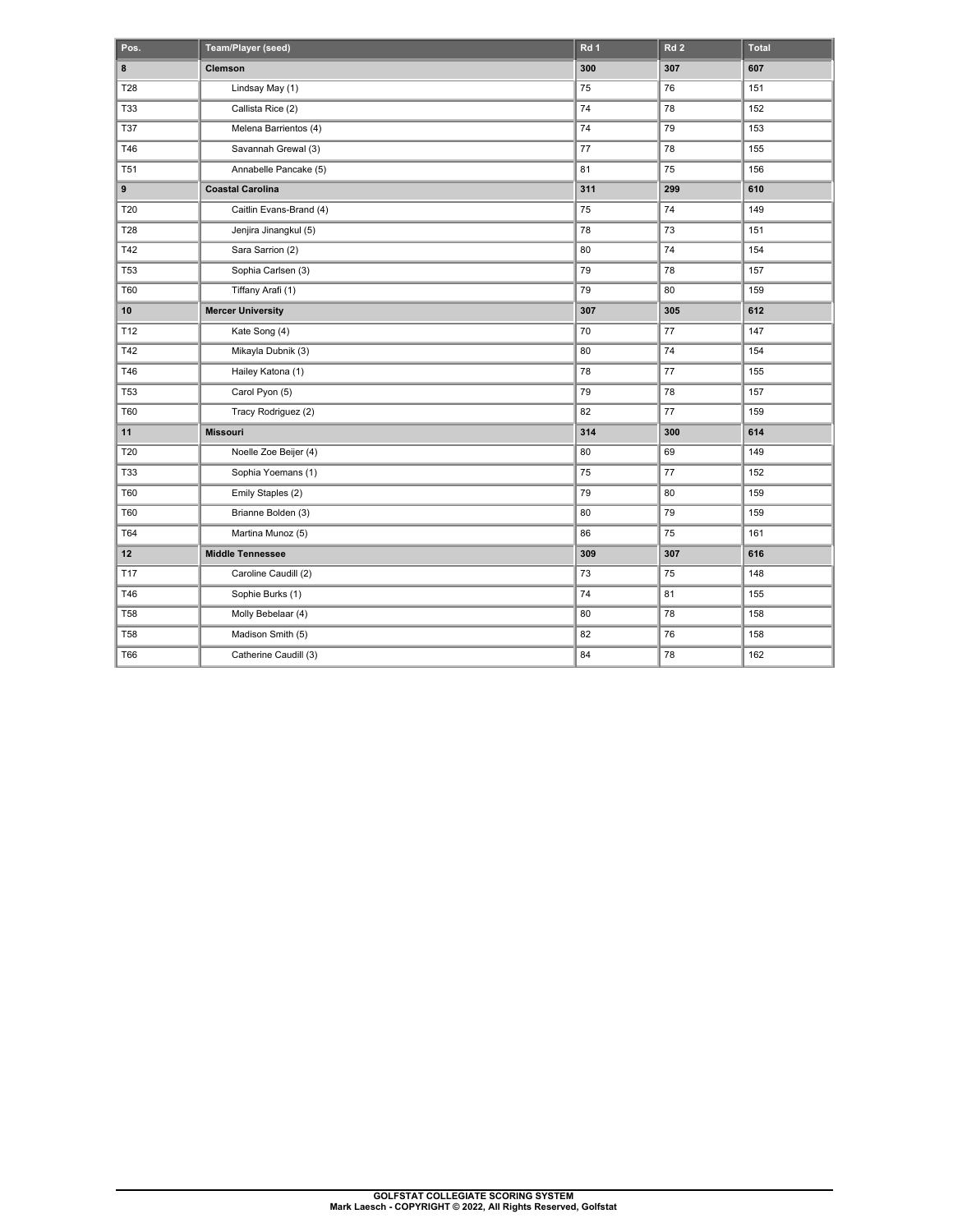| Pos. | Team/Player (seed) | Rd 1 | Rd 2 | Total |
|---|---|---|---|---|
| **8** | **Clemson** | **300** | **307** | **607** |
| T28 | Lindsay May (1) | 75 | 76 | 151 |
| T33 | Callista Rice (2) | 74 | 78 | 152 |
| T37 | Melena Barrientos (4) | 74 | 79 | 153 |
| T46 | Savannah Grewal (3) | 77 | 78 | 155 |
| T51 | Annabelle Pancake (5) | 81 | 75 | 156 |
| **9** | **Coastal Carolina** | **311** | **299** | **610** |
| T20 | Caitlin Evans-Brand (4) | 75 | 74 | 149 |
| T28 | Jenjira Jinangkul (5) | 78 | 73 | 151 |
| T42 | Sara Sarrion (2) | 80 | 74 | 154 |
| T53 | Sophia Carlsen (3) | 79 | 78 | 157 |
| T60 | Tiffany Arafi (1) | 79 | 80 | 159 |
| **10** | **Mercer University** | **307** | **305** | **612** |
| T12 | Kate Song (4) | 70 | 77 | 147 |
| T42 | Mikayla Dubnik (3) | 80 | 74 | 154 |
| T46 | Hailey Katona (1) | 78 | 77 | 155 |
| T53 | Carol Pyon (5) | 79 | 78 | 157 |
| T60 | Tracy Rodriguez (2) | 82 | 77 | 159 |
| **11** | **Missouri** | **314** | **300** | **614** |
| T20 | Noelle Zoe Beijer (4) | 80 | 69 | 149 |
| T33 | Sophia Yoemans (1) | 75 | 77 | 152 |
| T60 | Emily Staples (2) | 79 | 80 | 159 |
| T60 | Brianne Bolden (3) | 80 | 79 | 159 |
| T64 | Martina Munoz (5) | 86 | 75 | 161 |
| **12** | **Middle Tennessee** | **309** | **307** | **616** |
| T17 | Caroline Caudill (2) | 73 | 75 | 148 |
| T46 | Sophie Burks (1) | 74 | 81 | 155 |
| T58 | Molly Bebelaar (4) | 80 | 78 | 158 |
| T58 | Madison Smith (5) | 82 | 76 | 158 |
| T66 | Catherine Caudill (3) | 84 | 78 | 162 |

**GOLFSTAT COLLEGIATE SCORING SYSTEM**
**Mark Laesch - COPYRIGHT © 2022, All Rights Reserved, Golfstat**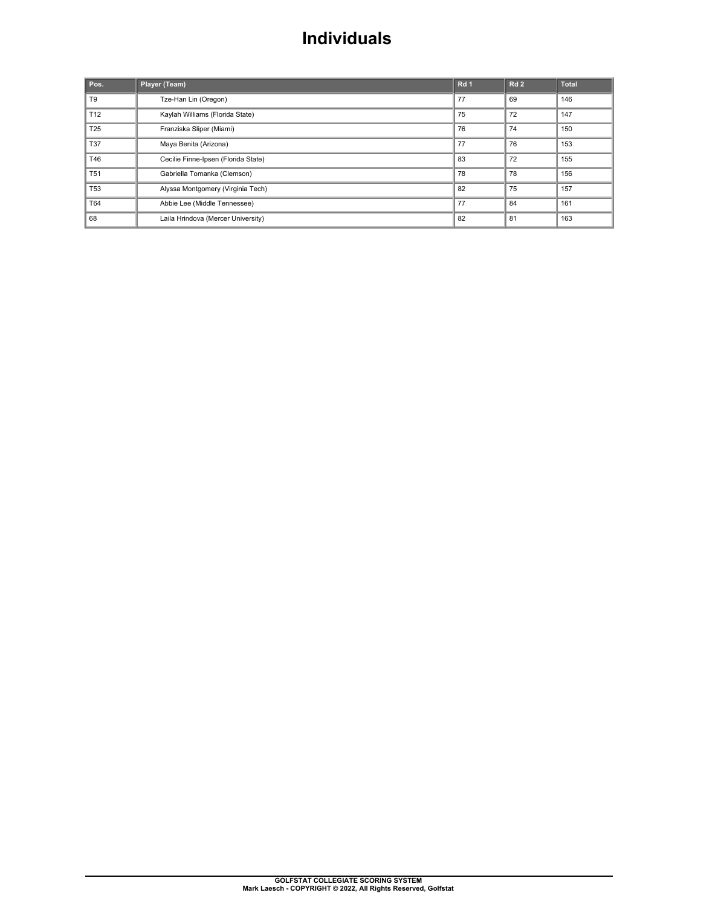# Individuals

| Pos. | Player (Team) | Rd 1 | Rd 2 | Total |
| --- | --- | --- | --- | --- |
| T9 | Tze-Han Lin (Oregon) | 77 | 69 | 146 |
| T12 | Kaylah Williams (Florida State) | 75 | 72 | 147 |
| T25 | Franziska Sliper (Miami) | 76 | 74 | 150 |
| T37 | Maya Benita (Arizona) | 77 | 76 | 153 |
| T46 | Cecilie Finne-Ipsen (Florida State) | 83 | 72 | 155 |
| T51 | Gabriella Tomanka (Clemson) | 78 | 78 | 156 |
| T53 | Alyssa Montgomery (Virginia Tech) | 82 | 75 | 157 |
| T64 | Abbie Lee (Middle Tennessee) | 77 | 84 | 161 |
| 68 | Laila Hrindova (Mercer University) | 82 | 81 | 163 |

GOLFSTAT COLLEGIATE SCORING SYSTEM
Mark Laesch - COPYRIGHT © 2022, All Rights Reserved, Golfstat